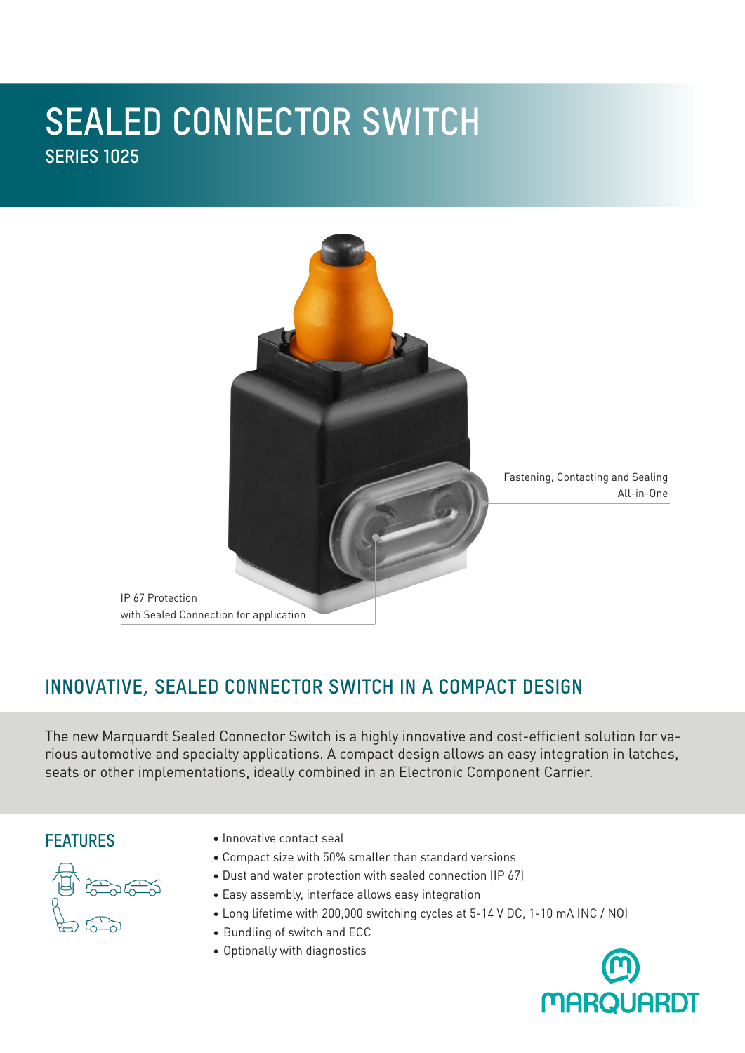# SEALED CONNECTOR SWITCH

## SERIES 1025

Fastening, Contacting and Sealing All-in-One

IP 67 Protection with Sealed Connection for application

## INNOVATIVE, SEALED CONNECTOR SWITCH IN A COMPACT DESIGN

The new Marquardt Sealed Connector Switch is a highly innovative and cost-efficient solution for various automotive and specialty applications. A compact design allows an easy integration in latches, seats or other implementations, ideally combined in an Electronic Component Carrier.

## FEATURES

- Innovative contact seal
- Compact size with 50% smaller than standard versions
- Dust and water protection with sealed connection (IP 67)
- Easy assembly, interface allows easy integration
- Long lifetime with 200,000 switching cycles at 5-14 V DC, 1-10 mA (NC / NO)
- Bundling of switch and ECC
- Optionally with diagnostics

MARQUARDT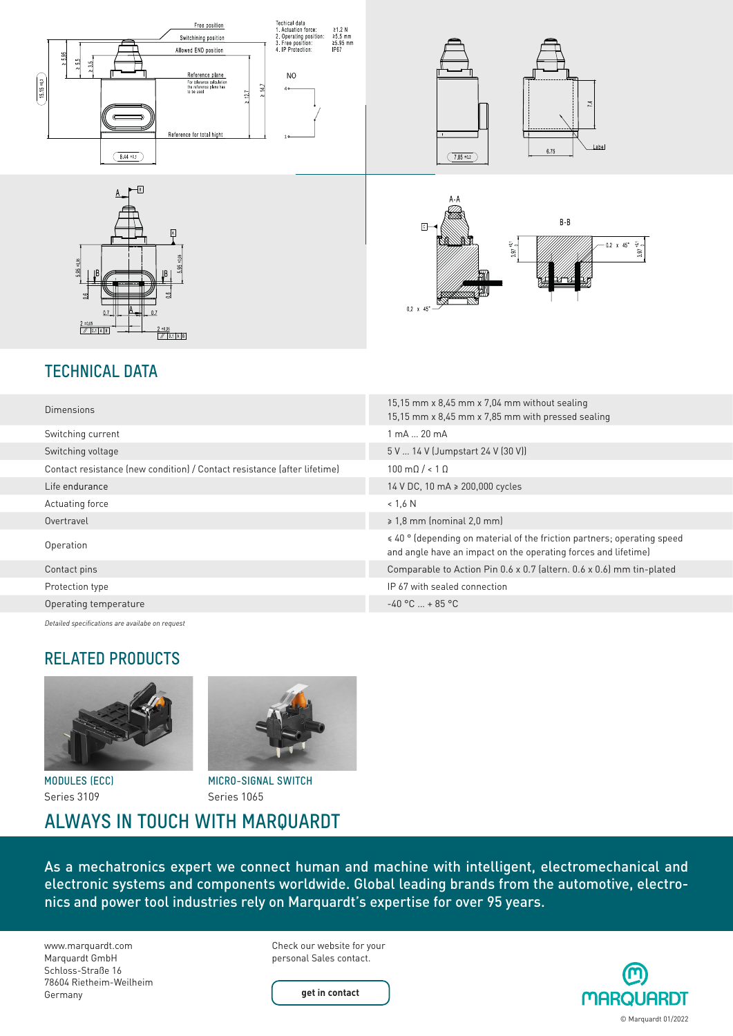## TECHNICAL DATA

| | |
|---|---|
| Dimensions | 15,15 mm x 8,45 mm x 7,04 mm without sealing<br>15,15 mm x 8,45 mm x 7,85 mm with pressed sealing |
| Switching current | 1 mA ... 20 mA |
| Switching voltage | 5 V ... 14 V (Jumpstart 24 V (30 V)) |
| Contact resistance (new condition) / Contact resistance (after lifetime) | 100 mΩ / < 1 Ω |
| Life endurance | 14 V DC, 10 mA ≥ 200,000 cycles |
| Actuating force | < 1,6 N |
| Overtravel | ≥ 1,8 mm (nominal 2,0 mm) |
| Operation | ≤ 40 ° (depending on material of the friction partners; operating speed and angle have an impact on the operating forces and lifetime) |
| Contact pins | Comparable to Action Pin 0.6 x 0.7 (altern. 0.6 x 0.6) mm tin-plated |
| Protection type | IP 67 with sealed connection |
| Operating temperature | -40 °C ... + 85 °C |

*Detailed specifications are availabe on request*

## RELATED PRODUCTS

MODULES (ECC)
Series 3109

MICRO-SIGNAL SWITCH
Series 1065

## ALWAYS IN TOUCH WITH MARQUARDT

As a mechatronics expert we connect human and machine with intelligent, electromechanical and electronic systems and components worldwide. Global leading brands from the automotive, electronics and power tool industries rely on Marquardt's expertise for over 95 years.

www.marquardt.com
Marquardt GmbH
Schloss-Straße 16
78604 Rietheim-Weilheim
Germany

Check our website for your personal Sales contact.

get in contact

© Marquardt 01/2022